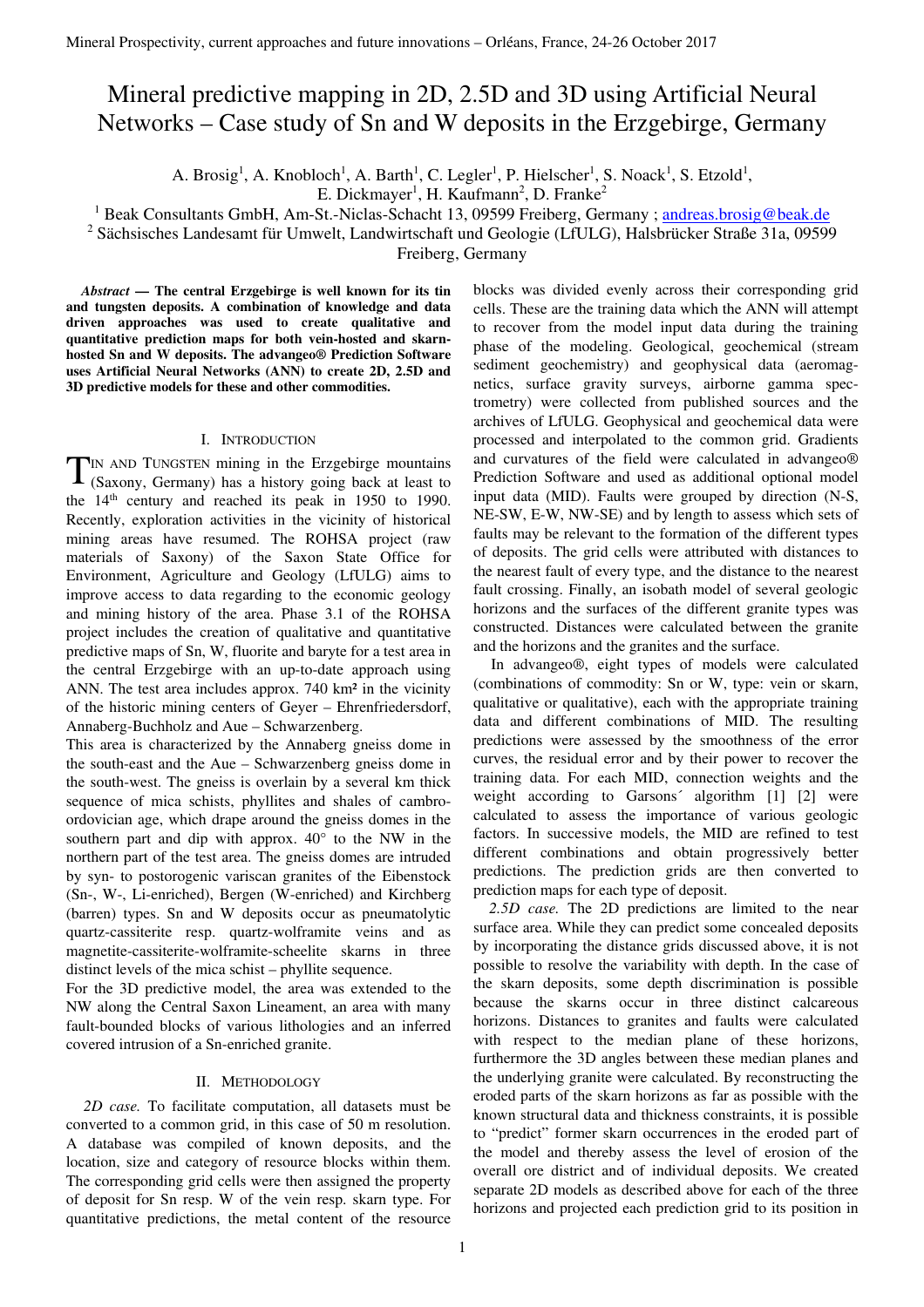# Mineral predictive mapping in 2D, 2.5D and 3D using Artificial Neural Networks – Case study of Sn and W deposits in the Erzgebirge, Germany

A. Brosig[1], A. Knobloch[1], A. Barth[1], C. Legler[1], P. Hielscher[1], S. Noack[1], S. Etzold[1], E. Dickmayer[1], H. Kaufmann[2], D. Franke[2]

[1] Beak Consultants GmbH, Am-St.-Niclas-Schacht 13, 09599 Freiberg, Germany ; andreas.brosig@beak.de

[2] Sächsisches Landesamt für Umwelt, Landwirtschaft und Geologie (LfULG), Halsbrücker Straße 31a, 09599 Freiberg, Germany

***Abstract* — The central Erzgebirge is well known for its tin and tungsten deposits. A combination of knowledge and data driven approaches was used to create qualitative and quantitative prediction maps for both vein-hosted and skarn-hosted Sn and W deposits. The advangeo® Prediction Software uses Artificial Neural Networks (ANN) to create 2D, 2.5D and 3D predictive models for these and other commodities.**

## I. Introduction

Tin and Tungsten mining in the Erzgebirge mountains (Saxony, Germany) has a history going back at least to the 14th century and reached its peak in 1950 to 1990. Recently, exploration activities in the vicinity of historical mining areas have resumed. The ROHSA project (raw materials of Saxony) of the Saxon State Office for Environment, Agriculture and Geology (LfULG) aims to improve access to data regarding to the economic geology and mining history of the area. Phase 3.1 of the ROHSA project includes the creation of qualitative and quantitative predictive maps of Sn, W, fluorite and baryte for a test area in the central Erzgebirge with an up-to-date approach using ANN. The test area includes approx. 740 km² in the vicinity of the historic mining centers of Geyer – Ehrenfriedersdorf, Annaberg-Buchholz and Aue – Schwarzenberg.

This area is characterized by the Annaberg gneiss dome in the south-east and the Aue – Schwarzenberg gneiss dome in the south-west. The gneiss is overlain by a several km thick sequence of mica schists, phyllites and shales of cambro-ordovician age, which drape around the gneiss domes in the southern part and dip with approx. 40° to the NW in the northern part of the test area. The gneiss domes are intruded by syn- to postorogenic variscan granites of the Eibenstock (Sn-, W-, Li-enriched), Bergen (W-enriched) and Kirchberg (barren) types. Sn and W deposits occur as pneumatolytic quartz-cassiterite resp. quartz-wolframite veins and as magnetite-cassiterite-wolframite-scheelite skarns in three distinct levels of the mica schist – phyllite sequence.

For the 3D predictive model, the area was extended to the NW along the Central Saxon Lineament, an area with many fault-bounded blocks of various lithologies and an inferred covered intrusion of a Sn-enriched granite.

## II. Methodology

*2D case.* To facilitate computation, all datasets must be converted to a common grid, in this case of 50 m resolution. A database was compiled of known deposits, and the location, size and category of resource blocks within them. The corresponding grid cells were then assigned the property of deposit for Sn resp. W of the vein resp. skarn type. For quantitative predictions, the metal content of the resource blocks was divided evenly across their corresponding grid cells. These are the training data which the ANN will attempt to recover from the model input data during the training phase of the modeling. Geological, geochemical (stream sediment geochemistry) and geophysical data (aeromagnetics, surface gravity surveys, airborne gamma spectrometry) were collected from published sources and the archives of LfULG. Geophysical and geochemical data were processed and interpolated to the common grid. Gradients and curvatures of the field were calculated in advangeo® Prediction Software and used as additional optional model input data (MID). Faults were grouped by direction (N-S, NE-SW, E-W, NW-SE) and by length to assess which sets of faults may be relevant to the formation of the different types of deposits. The grid cells were attributed with distances to the nearest fault of every type, and the distance to the nearest fault crossing. Finally, an isobath model of several geologic horizons and the surfaces of the different granite types was constructed. Distances were calculated between the granite and the horizons and the granites and the surface.

In advangeo®, eight types of models were calculated (combinations of commodity: Sn or W, type: vein or skarn, qualitative or qualitative), each with the appropriate training data and different combinations of MID. The resulting predictions were assessed by the smoothness of the error curves, the residual error and by their power to recover the training data. For each MID, connection weights and the weight according to Garsons´ algorithm [1] [2] were calculated to assess the importance of various geologic factors. In successive models, the MID are refined to test different combinations and obtain progressively better predictions. The prediction grids are then converted to prediction maps for each type of deposit.

*2.5D case.* The 2D predictions are limited to the near surface area. While they can predict some concealed deposits by incorporating the distance grids discussed above, it is not possible to resolve the variability with depth. In the case of the skarn deposits, some depth discrimination is possible because the skarns occur in three distinct calcareous horizons. Distances to granites and faults were calculated with respect to the median plane of these horizons, furthermore the 3D angles between these median planes and the underlying granite were calculated. By reconstructing the eroded parts of the skarn horizons as far as possible with the known structural data and thickness constraints, it is possible to "predict" former skarn occurrences in the eroded part of the model and thereby assess the level of erosion of the overall ore district and of individual deposits. We created separate 2D models as described above for each of the three horizons and projected each prediction grid to its position in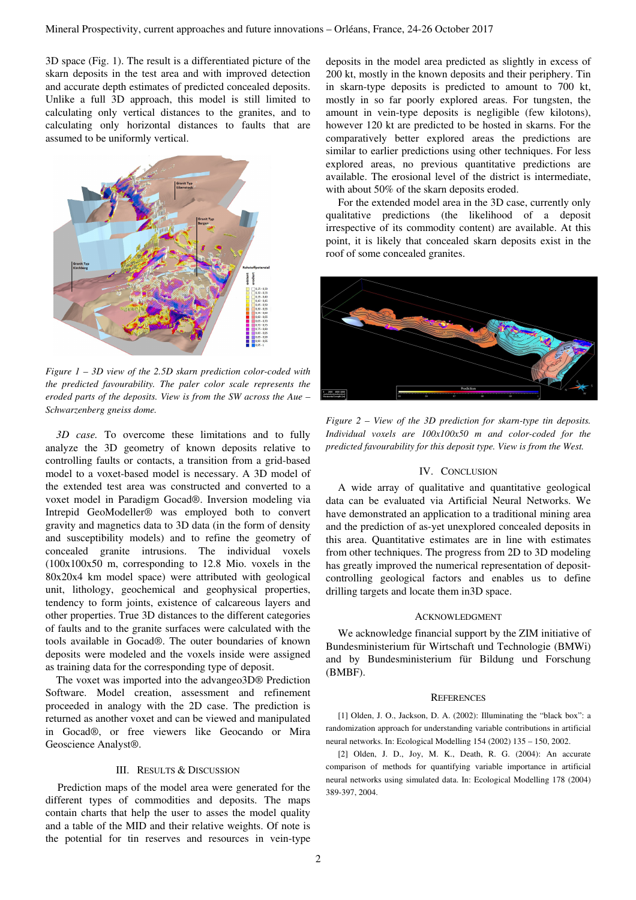3D space (Fig. 1). The result is a differentiated picture of the skarn deposits in the test area and with improved detection and accurate depth estimates of predicted concealed deposits. Unlike a full 3D approach, this model is still limited to calculating only vertical distances to the granites, and to calculating only horizontal distances to faults that are assumed to be uniformly vertical.

*Figure 1 – 3D view of the 2.5D skarn prediction color-coded with the predicted favourability. The paler color scale represents the eroded parts of the deposits. View is from the SW across the Aue – Schwarzenberg gneiss dome.*

*3D case.* To overcome these limitations and to fully analyze the 3D geometry of known deposits relative to controlling faults or contacts, a transition from a grid-based model to a voxet-based model is necessary. A 3D model of the extended test area was constructed and converted to a voxet model in Paradigm Gocad®. Inversion modeling via Intrepid GeoModeller® was employed both to convert gravity and magnetics data to 3D data (in the form of density and susceptibility models) and to refine the geometry of concealed granite intrusions. The individual voxels (100x100x50 m, corresponding to 12.8 Mio. voxels in the 80x20x4 km model space) were attributed with geological unit, lithology, geochemical and geophysical properties, tendency to form joints, existence of calcareous layers and other properties. True 3D distances to the different categories of faults and to the granite surfaces were calculated with the tools available in Gocad®. The outer boundaries of known deposits were modeled and the voxels inside were assigned as training data for the corresponding type of deposit.

The voxet was imported into the advangeo3D® Prediction Software. Model creation, assessment and refinement proceeded in analogy with the 2D case. The prediction is returned as another voxet and can be viewed and manipulated in Gocad®, or free viewers like Geocando or Mira Geoscience Analyst®.

## III. Results & Discussion

Prediction maps of the model area were generated for the different types of commodities and deposits. The maps contain charts that help the user to asses the model quality and a table of the MID and their relative weights. Of note is the potential for tin reserves and resources in vein-type deposits in the model area predicted as slightly in excess of 200 kt, mostly in the known deposits and their periphery. Tin in skarn-type deposits is predicted to amount to 700 kt, mostly in so far poorly explored areas. For tungsten, the amount in vein-type deposits is negligible (few kilotons), however 120 kt are predicted to be hosted in skarns. For the comparatively better explored areas the predictions are similar to earlier predictions using other techniques. For less explored areas, no previous quantitative predictions are available. The erosional level of the district is intermediate, with about 50% of the skarn deposits eroded.

For the extended model area in the 3D case, currently only qualitative predictions (the likelihood of a deposit irrespective of its commodity content) are available. At this point, it is likely that concealed skarn deposits exist in the roof of some concealed granites.

*Figure 2 – View of the 3D prediction for skarn-type tin deposits. Individual voxels are 100x100x50 m and color-coded for the predicted favourability for this deposit type. View is from the West.*

## IV. Conclusion

A wide array of qualitative and quantitative geological data can be evaluated via Artificial Neural Networks. We have demonstrated an application to a traditional mining area and the prediction of as-yet unexplored concealed deposits in this area. Quantitative estimates are in line with estimates from other techniques. The progress from 2D to 3D modeling has greatly improved the numerical representation of deposit-controlling geological factors and enables us to define drilling targets and locate them in3D space.

## Acknowledgment

We acknowledge financial support by the ZIM initiative of Bundesministerium für Wirtschaft und Technologie (BMWi) and by Bundesministerium für Bildung und Forschung (BMBF).

## References

[1] Olden, J. O., Jackson, D. A. (2002): Illuminating the "black box": a randomization approach for understanding variable contributions in artificial neural networks. In: Ecological Modelling 154 (2002) 135 – 150, 2002.

[2] Olden, J. D., Joy, M. K., Death, R. G. (2004): An accurate comparison of methods for quantifying variable importance in artificial neural networks using simulated data. In: Ecological Modelling 178 (2004) 389-397, 2004.